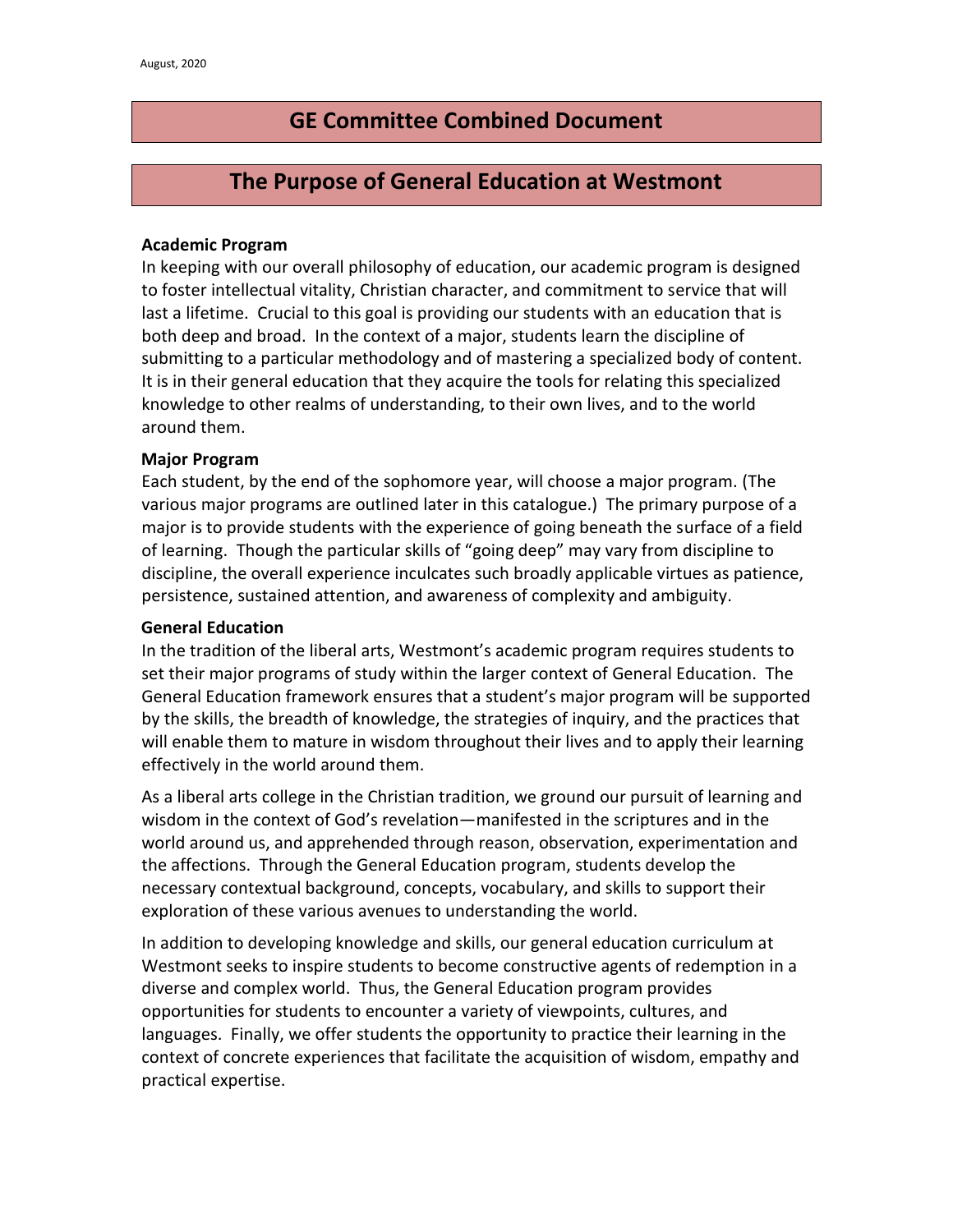August, 2020

# GE Committee Combined Document

## The Purpose of General Education at Westmont

**Academic Program**

In keeping with our overall philosophy of education, our academic program is designed to foster intellectual vitality, Christian character, and commitment to service that will last a lifetime. Crucial to this goal is providing our students with an education that is both deep and broad. In the context of a major, students learn the discipline of submitting to a particular methodology and of mastering a specialized body of content. It is in their general education that they acquire the tools for relating this specialized knowledge to other realms of understanding, to their own lives, and to the world around them.

**Major Program**

Each student, by the end of the sophomore year, will choose a major program. (The various major programs are outlined later in this catalogue.) The primary purpose of a major is to provide students with the experience of going beneath the surface of a field of learning. Though the particular skills of "going deep" may vary from discipline to discipline, the overall experience inculcates such broadly applicable virtues as patience, persistence, sustained attention, and awareness of complexity and ambiguity.

**General Education**

In the tradition of the liberal arts, Westmont's academic program requires students to set their major programs of study within the larger context of General Education. The General Education framework ensures that a student's major program will be supported by the skills, the breadth of knowledge, the strategies of inquiry, and the practices that will enable them to mature in wisdom throughout their lives and to apply their learning effectively in the world around them.

As a liberal arts college in the Christian tradition, we ground our pursuit of learning and wisdom in the context of God's revelation—manifested in the scriptures and in the world around us, and apprehended through reason, observation, experimentation and the affections. Through the General Education program, students develop the necessary contextual background, concepts, vocabulary, and skills to support their exploration of these various avenues to understanding the world.

In addition to developing knowledge and skills, our general education curriculum at Westmont seeks to inspire students to become constructive agents of redemption in a diverse and complex world. Thus, the General Education program provides opportunities for students to encounter a variety of viewpoints, cultures, and languages. Finally, we offer students the opportunity to practice their learning in the context of concrete experiences that facilitate the acquisition of wisdom, empathy and practical expertise.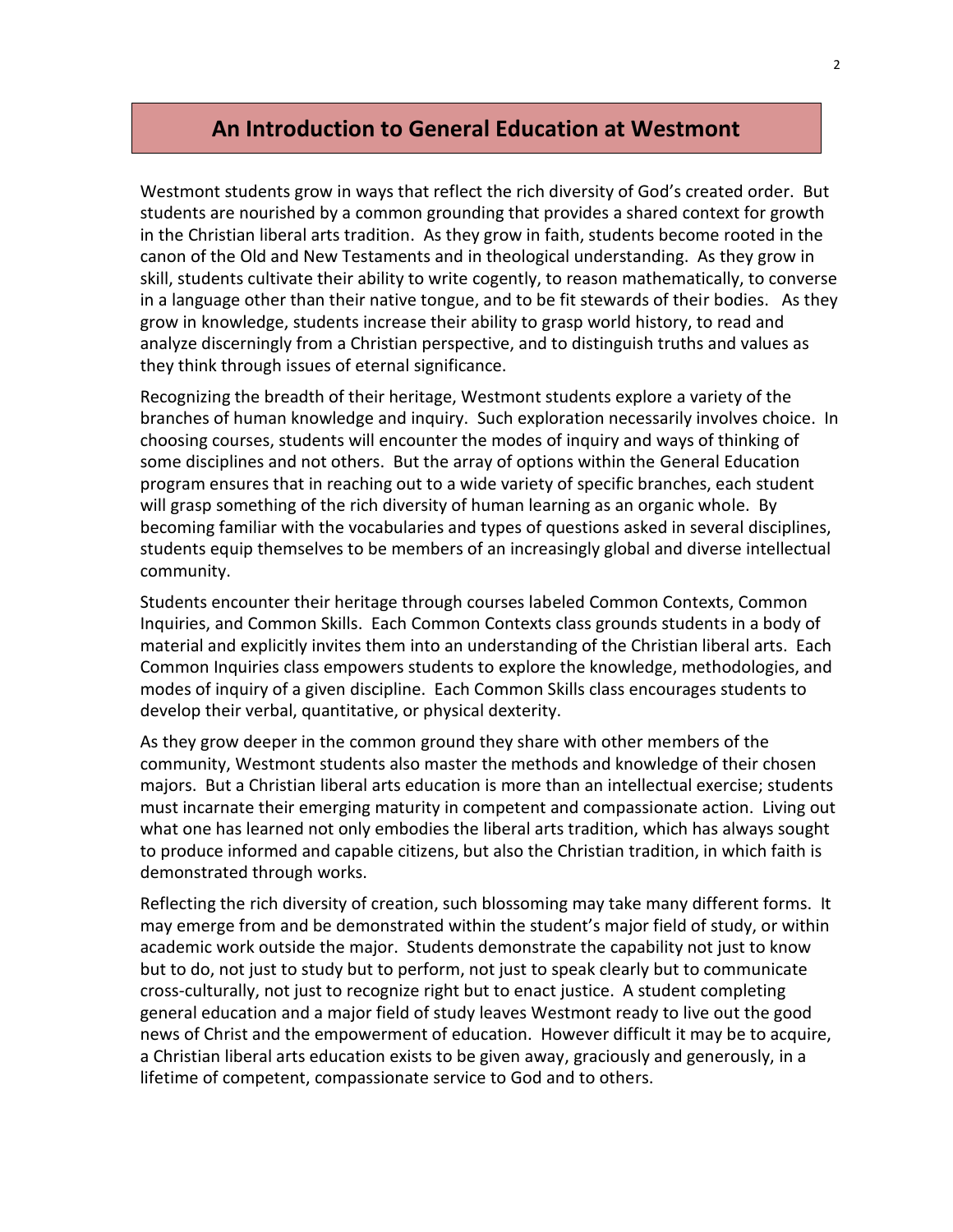# An Introduction to General Education at Westmont

Westmont students grow in ways that reflect the rich diversity of God's created order. But students are nourished by a common grounding that provides a shared context for growth in the Christian liberal arts tradition. As they grow in faith, students become rooted in the canon of the Old and New Testaments and in theological understanding. As they grow in skill, students cultivate their ability to write cogently, to reason mathematically, to converse in a language other than their native tongue, and to be fit stewards of their bodies. As they grow in knowledge, students increase their ability to grasp world history, to read and analyze discerningly from a Christian perspective, and to distinguish truths and values as they think through issues of eternal significance.

Recognizing the breadth of their heritage, Westmont students explore a variety of the branches of human knowledge and inquiry. Such exploration necessarily involves choice. In choosing courses, students will encounter the modes of inquiry and ways of thinking of some disciplines and not others. But the array of options within the General Education program ensures that in reaching out to a wide variety of specific branches, each student will grasp something of the rich diversity of human learning as an organic whole. By becoming familiar with the vocabularies and types of questions asked in several disciplines, students equip themselves to be members of an increasingly global and diverse intellectual community.

Students encounter their heritage through courses labeled Common Contexts, Common Inquiries, and Common Skills. Each Common Contexts class grounds students in a body of material and explicitly invites them into an understanding of the Christian liberal arts. Each Common Inquiries class empowers students to explore the knowledge, methodologies, and modes of inquiry of a given discipline. Each Common Skills class encourages students to develop their verbal, quantitative, or physical dexterity.

As they grow deeper in the common ground they share with other members of the community, Westmont students also master the methods and knowledge of their chosen majors. But a Christian liberal arts education is more than an intellectual exercise; students must incarnate their emerging maturity in competent and compassionate action. Living out what one has learned not only embodies the liberal arts tradition, which has always sought to produce informed and capable citizens, but also the Christian tradition, in which faith is demonstrated through works.

Reflecting the rich diversity of creation, such blossoming may take many different forms. It may emerge from and be demonstrated within the student's major field of study, or within academic work outside the major. Students demonstrate the capability not just to know but to do, not just to study but to perform, not just to speak clearly but to communicate cross-culturally, not just to recognize right but to enact justice. A student completing general education and a major field of study leaves Westmont ready to live out the good news of Christ and the empowerment of education. However difficult it may be to acquire, a Christian liberal arts education exists to be given away, graciously and generously, in a lifetime of competent, compassionate service to God and to others.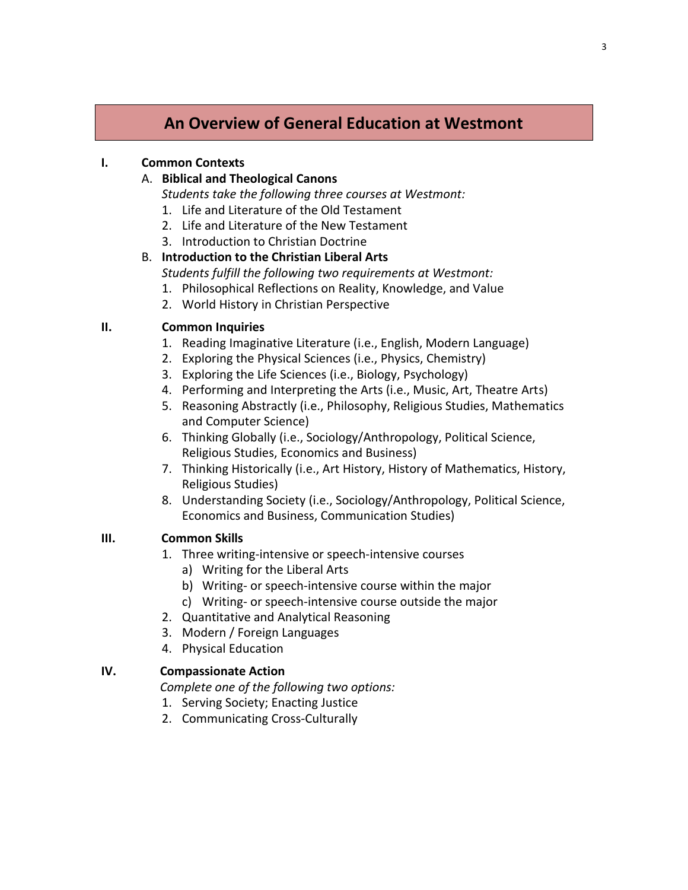# An Overview of General Education at Westmont

**I. Common Contexts**

A. **Biblical and Theological Canons**

*Students take the following three courses at Westmont:*

1. Life and Literature of the Old Testament
2. Life and Literature of the New Testament
3. Introduction to Christian Doctrine

B. **Introduction to the Christian Liberal Arts**

*Students fulfill the following two requirements at Westmont:*

1. Philosophical Reflections on Reality, Knowledge, and Value
2. World History in Christian Perspective

**II. Common Inquiries**

1. Reading Imaginative Literature (i.e., English, Modern Language)
2. Exploring the Physical Sciences (i.e., Physics, Chemistry)
3. Exploring the Life Sciences (i.e., Biology, Psychology)
4. Performing and Interpreting the Arts (i.e., Music, Art, Theatre Arts)
5. Reasoning Abstractly (i.e., Philosophy, Religious Studies, Mathematics and Computer Science)
6. Thinking Globally (i.e., Sociology/Anthropology, Political Science, Religious Studies, Economics and Business)
7. Thinking Historically (i.e., Art History, History of Mathematics, History, Religious Studies)
8. Understanding Society (i.e., Sociology/Anthropology, Political Science, Economics and Business, Communication Studies)

**III. Common Skills**

1. Three writing-intensive or speech-intensive courses
   a) Writing for the Liberal Arts
   b) Writing- or speech-intensive course within the major
   c) Writing- or speech-intensive course outside the major
2. Quantitative and Analytical Reasoning
3. Modern / Foreign Languages
4. Physical Education

**IV. Compassionate Action**

*Complete one of the following two options:*

1. Serving Society; Enacting Justice
2. Communicating Cross-Culturally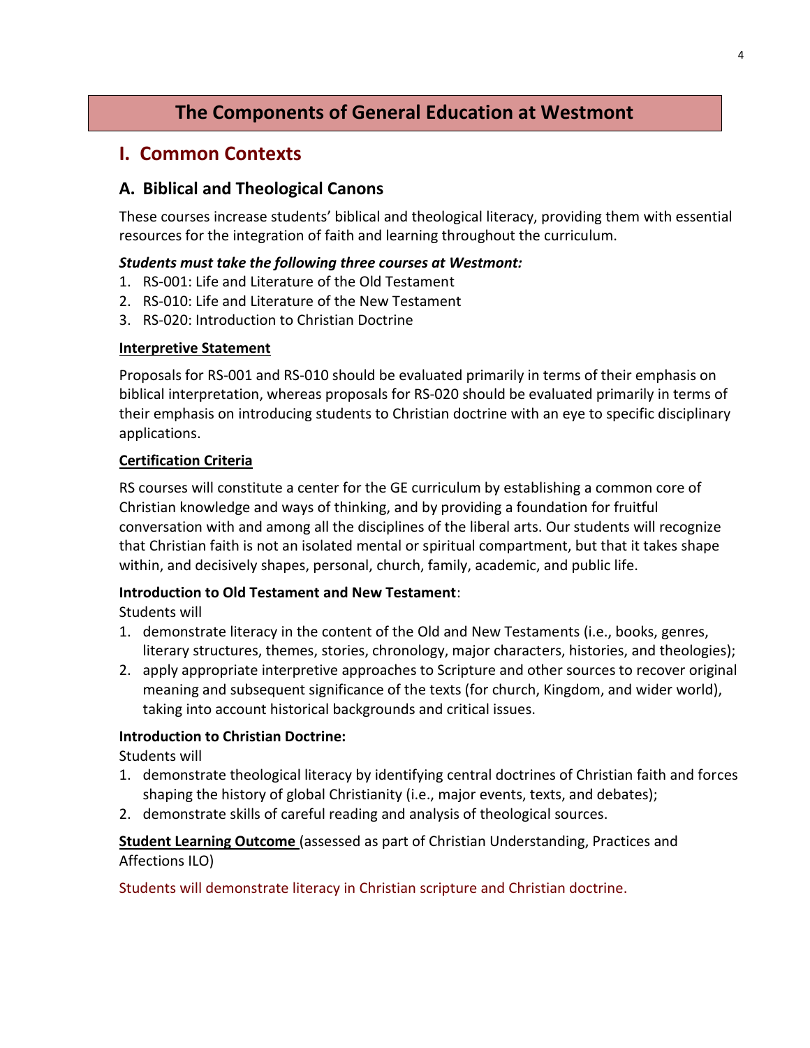# The Components of General Education at Westmont

## I. Common Contexts

### A. Biblical and Theological Canons

These courses increase students' biblical and theological literacy, providing them with essential resources for the integration of faith and learning throughout the curriculum.

***Students must take the following three courses at Westmont:***

1. RS-001: Life and Literature of the Old Testament
2. RS-010: Life and Literature of the New Testament
3. RS-020: Introduction to Christian Doctrine

**Interpretive Statement**

Proposals for RS-001 and RS-010 should be evaluated primarily in terms of their emphasis on biblical interpretation, whereas proposals for RS-020 should be evaluated primarily in terms of their emphasis on introducing students to Christian doctrine with an eye to specific disciplinary applications.

**Certification Criteria**

RS courses will constitute a center for the GE curriculum by establishing a common core of Christian knowledge and ways of thinking, and by providing a foundation for fruitful conversation with and among all the disciplines of the liberal arts. Our students will recognize that Christian faith is not an isolated mental or spiritual compartment, but that it takes shape within, and decisively shapes, personal, church, family, academic, and public life.

**Introduction to Old Testament and New Testament**:

Students will

1. demonstrate literacy in the content of the Old and New Testaments (i.e., books, genres, literary structures, themes, stories, chronology, major characters, histories, and theologies);
2. apply appropriate interpretive approaches to Scripture and other sources to recover original meaning and subsequent significance of the texts (for church, Kingdom, and wider world), taking into account historical backgrounds and critical issues.

**Introduction to Christian Doctrine:**

Students will

1. demonstrate theological literacy by identifying central doctrines of Christian faith and forces shaping the history of global Christianity (i.e., major events, texts, and debates);
2. demonstrate skills of careful reading and analysis of theological sources.

**Student Learning Outcome** (assessed as part of Christian Understanding, Practices and Affections ILO)

Students will demonstrate literacy in Christian scripture and Christian doctrine.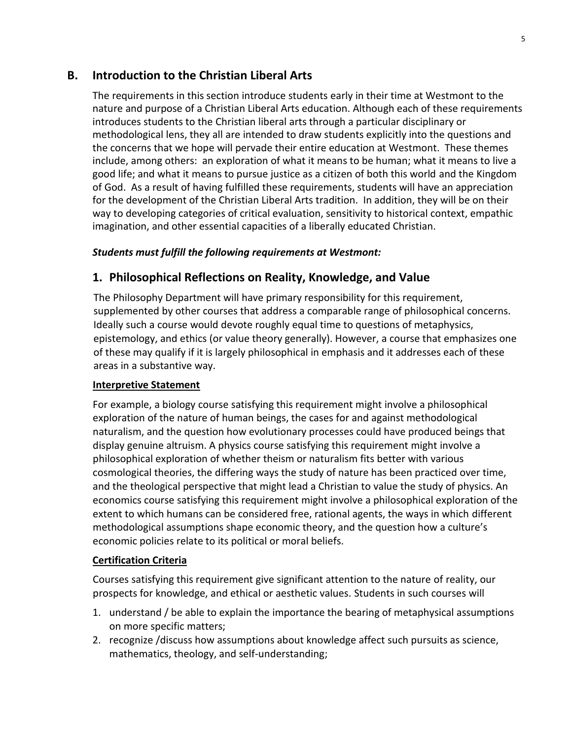## B. Introduction to the Christian Liberal Arts

The requirements in this section introduce students early in their time at Westmont to the nature and purpose of a Christian Liberal Arts education. Although each of these requirements introduces students to the Christian liberal arts through a particular disciplinary or methodological lens, they all are intended to draw students explicitly into the questions and the concerns that we hope will pervade their entire education at Westmont. These themes include, among others: an exploration of what it means to be human; what it means to live a good life; and what it means to pursue justice as a citizen of both this world and the Kingdom of God. As a result of having fulfilled these requirements, students will have an appreciation for the development of the Christian Liberal Arts tradition. In addition, they will be on their way to developing categories of critical evaluation, sensitivity to historical context, empathic imagination, and other essential capacities of a liberally educated Christian.

***Students must fulfill the following requirements at Westmont:***

### 1. Philosophical Reflections on Reality, Knowledge, and Value

The Philosophy Department will have primary responsibility for this requirement, supplemented by other courses that address a comparable range of philosophical concerns. Ideally such a course would devote roughly equal time to questions of metaphysics, epistemology, and ethics (or value theory generally). However, a course that emphasizes one of these may qualify if it is largely philosophical in emphasis and it addresses each of these areas in a substantive way.

**Interpretive Statement**

For example, a biology course satisfying this requirement might involve a philosophical exploration of the nature of human beings, the cases for and against methodological naturalism, and the question how evolutionary processes could have produced beings that display genuine altruism. A physics course satisfying this requirement might involve a philosophical exploration of whether theism or naturalism fits better with various cosmological theories, the differing ways the study of nature has been practiced over time, and the theological perspective that might lead a Christian to value the study of physics. An economics course satisfying this requirement might involve a philosophical exploration of the extent to which humans can be considered free, rational agents, the ways in which different methodological assumptions shape economic theory, and the question how a culture's economic policies relate to its political or moral beliefs.

**Certification Criteria**

Courses satisfying this requirement give significant attention to the nature of reality, our prospects for knowledge, and ethical or aesthetic values. Students in such courses will

1. understand / be able to explain the importance the bearing of metaphysical assumptions on more specific matters;
2. recognize /discuss how assumptions about knowledge affect such pursuits as science, mathematics, theology, and self-understanding;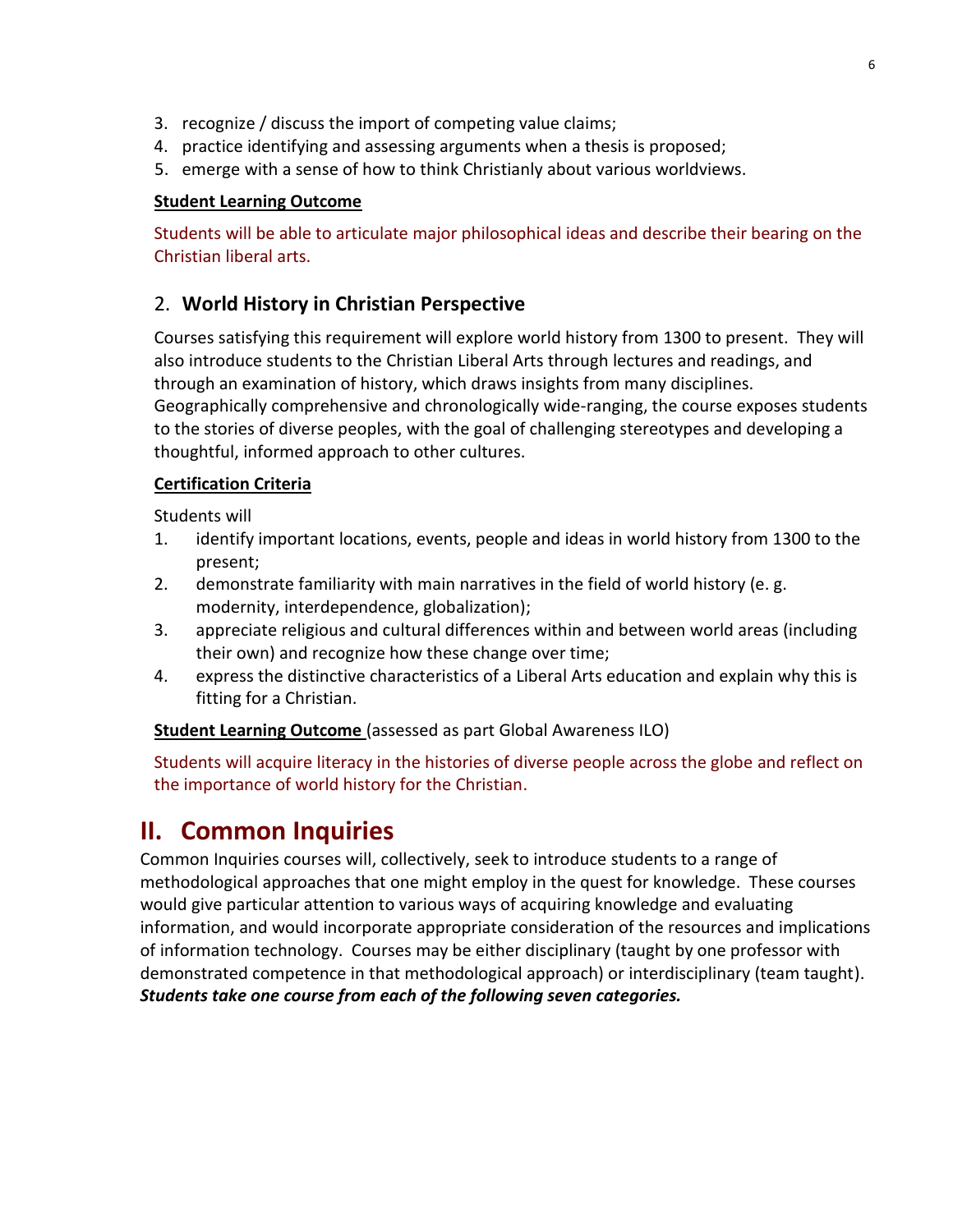3. recognize / discuss the import of competing value claims;
4. practice identifying and assessing arguments when a thesis is proposed;
5. emerge with a sense of how to think Christianly about various worldviews.

**Student Learning Outcome**

Students will be able to articulate major philosophical ideas and describe their bearing on the Christian liberal arts.

## 2. **World History in Christian Perspective**

Courses satisfying this requirement will explore world history from 1300 to present. They will also introduce students to the Christian Liberal Arts through lectures and readings, and through an examination of history, which draws insights from many disciplines. Geographically comprehensive and chronologically wide-ranging, the course exposes students to the stories of diverse peoples, with the goal of challenging stereotypes and developing a thoughtful, informed approach to other cultures.

**Certification Criteria**

Students will

1. identify important locations, events, people and ideas in world history from 1300 to the present;
2. demonstrate familiarity with main narratives in the field of world history (e. g. modernity, interdependence, globalization);
3. appreciate religious and cultural differences within and between world areas (including their own) and recognize how these change over time;
4. express the distinctive characteristics of a Liberal Arts education and explain why this is fitting for a Christian.

**Student Learning Outcome** (assessed as part Global Awareness ILO)

Students will acquire literacy in the histories of diverse people across the globe and reflect on the importance of world history for the Christian.

# II. Common Inquiries

Common Inquiries courses will, collectively, seek to introduce students to a range of methodological approaches that one might employ in the quest for knowledge. These courses would give particular attention to various ways of acquiring knowledge and evaluating information, and would incorporate appropriate consideration of the resources and implications of information technology. Courses may be either disciplinary (taught by one professor with demonstrated competence in that methodological approach) or interdisciplinary (team taught). ***Students take one course from each of the following seven categories.***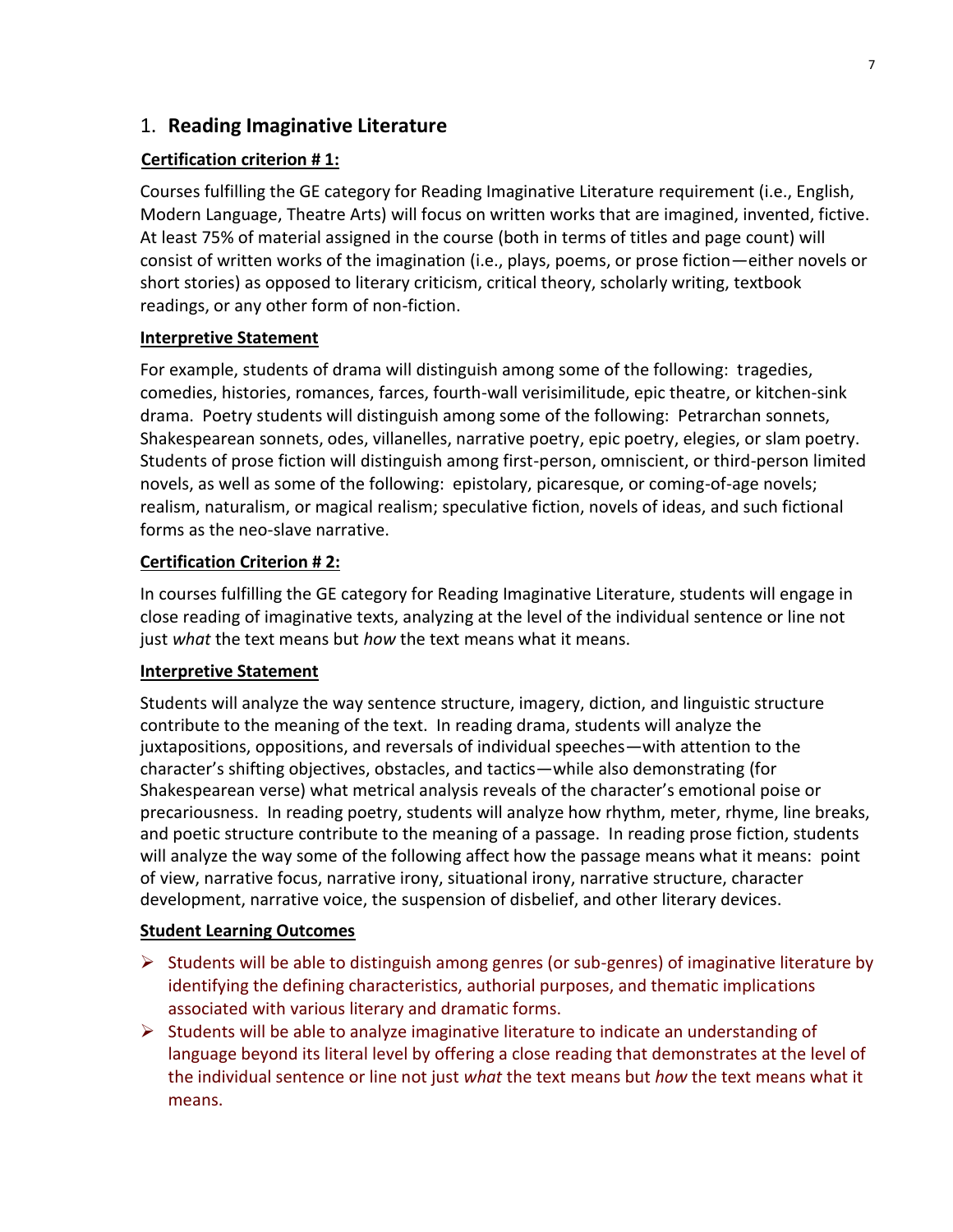## 1. **Reading Imaginative Literature**

**Certification criterion # 1:**

Courses fulfilling the GE category for Reading Imaginative Literature requirement (i.e., English, Modern Language, Theatre Arts) will focus on written works that are imagined, invented, fictive. At least 75% of material assigned in the course (both in terms of titles and page count) will consist of written works of the imagination (i.e., plays, poems, or prose fiction—either novels or short stories) as opposed to literary criticism, critical theory, scholarly writing, textbook readings, or any other form of non-fiction.

**Interpretive Statement**

For example, students of drama will distinguish among some of the following: tragedies, comedies, histories, romances, farces, fourth-wall verisimilitude, epic theatre, or kitchen-sink drama. Poetry students will distinguish among some of the following: Petrarchan sonnets, Shakespearean sonnets, odes, villanelles, narrative poetry, epic poetry, elegies, or slam poetry. Students of prose fiction will distinguish among first-person, omniscient, or third-person limited novels, as well as some of the following: epistolary, picaresque, or coming-of-age novels; realism, naturalism, or magical realism; speculative fiction, novels of ideas, and such fictional forms as the neo-slave narrative.

**Certification Criterion # 2:**

In courses fulfilling the GE category for Reading Imaginative Literature, students will engage in close reading of imaginative texts, analyzing at the level of the individual sentence or line not just *what* the text means but *how* the text means what it means.

**Interpretive Statement**

Students will analyze the way sentence structure, imagery, diction, and linguistic structure contribute to the meaning of the text. In reading drama, students will analyze the juxtapositions, oppositions, and reversals of individual speeches—with attention to the character's shifting objectives, obstacles, and tactics—while also demonstrating (for Shakespearean verse) what metrical analysis reveals of the character's emotional poise or precariousness. In reading poetry, students will analyze how rhythm, meter, rhyme, line breaks, and poetic structure contribute to the meaning of a passage. In reading prose fiction, students will analyze the way some of the following affect how the passage means what it means: point of view, narrative focus, narrative irony, situational irony, narrative structure, character development, narrative voice, the suspension of disbelief, and other literary devices.

**Student Learning Outcomes**

- Students will be able to distinguish among genres (or sub-genres) of imaginative literature by identifying the defining characteristics, authorial purposes, and thematic implications associated with various literary and dramatic forms.
- Students will be able to analyze imaginative literature to indicate an understanding of language beyond its literal level by offering a close reading that demonstrates at the level of the individual sentence or line not just *what* the text means but *how* the text means what it means.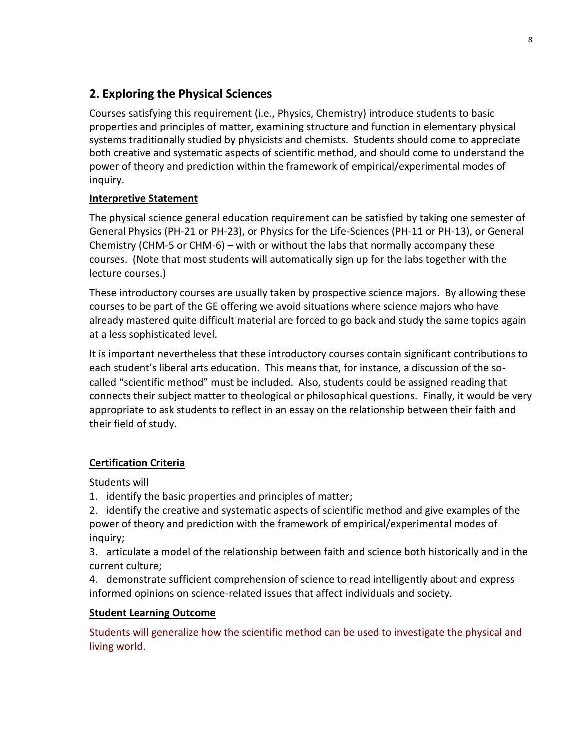## 2. Exploring the Physical Sciences

Courses satisfying this requirement (i.e., Physics, Chemistry) introduce students to basic properties and principles of matter, examining structure and function in elementary physical systems traditionally studied by physicists and chemists. Students should come to appreciate both creative and systematic aspects of scientific method, and should come to understand the power of theory and prediction within the framework of empirical/experimental modes of inquiry.

**Interpretive Statement**

The physical science general education requirement can be satisfied by taking one semester of General Physics (PH-21 or PH-23), or Physics for the Life-Sciences (PH-11 or PH-13), or General Chemistry (CHM-5 or CHM-6) – with or without the labs that normally accompany these courses. (Note that most students will automatically sign up for the labs together with the lecture courses.)

These introductory courses are usually taken by prospective science majors. By allowing these courses to be part of the GE offering we avoid situations where science majors who have already mastered quite difficult material are forced to go back and study the same topics again at a less sophisticated level.

It is important nevertheless that these introductory courses contain significant contributions to each student's liberal arts education. This means that, for instance, a discussion of the so-called "scientific method" must be included. Also, students could be assigned reading that connects their subject matter to theological or philosophical questions. Finally, it would be very appropriate to ask students to reflect in an essay on the relationship between their faith and their field of study.

**Certification Criteria**

Students will

1. identify the basic properties and principles of matter;
2. identify the creative and systematic aspects of scientific method and give examples of the power of theory and prediction with the framework of empirical/experimental modes of inquiry;
3. articulate a model of the relationship between faith and science both historically and in the current culture;
4. demonstrate sufficient comprehension of science to read intelligently about and express informed opinions on science-related issues that affect individuals and society.

**Student Learning Outcome**

Students will generalize how the scientific method can be used to investigate the physical and living world.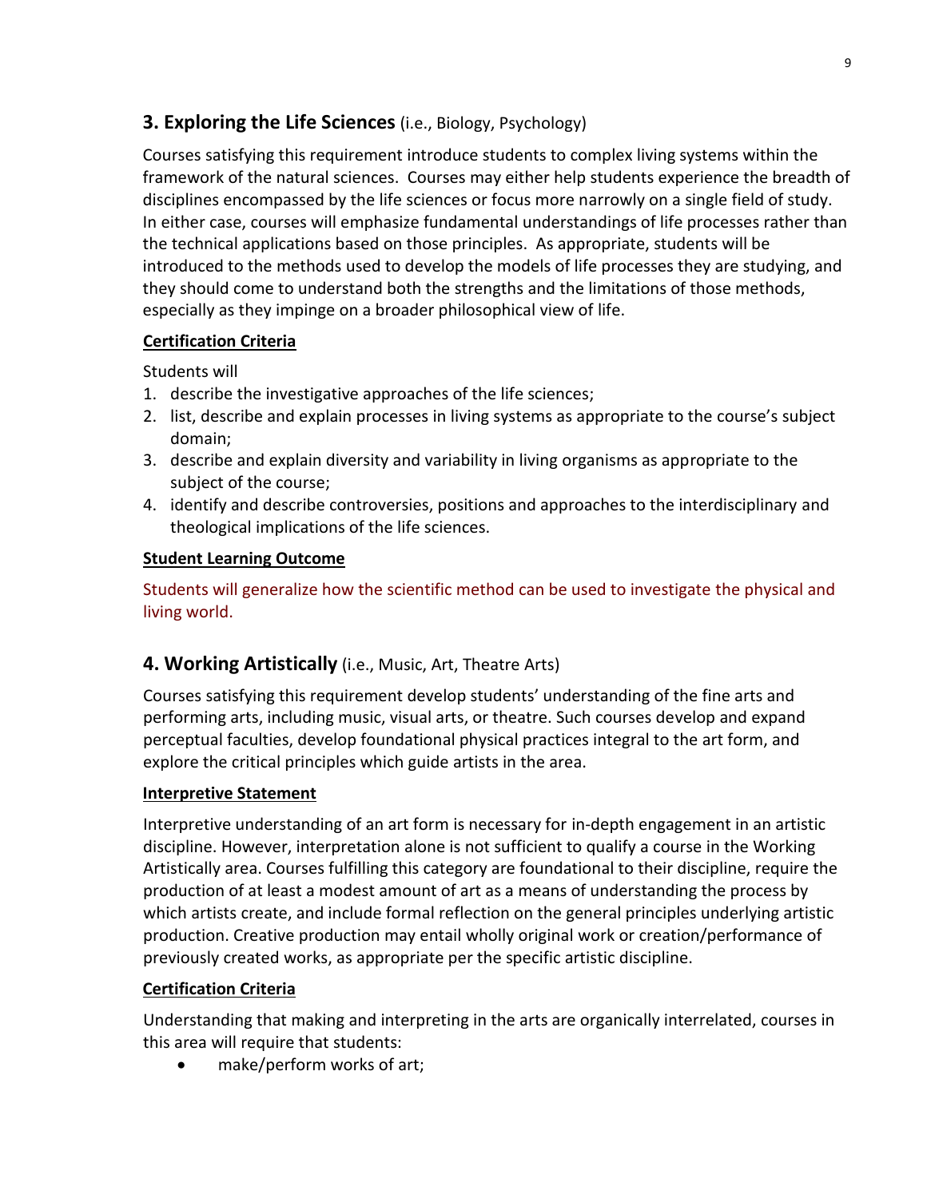## **3. Exploring the Life Sciences** (i.e., Biology, Psychology)

Courses satisfying this requirement introduce students to complex living systems within the framework of the natural sciences. Courses may either help students experience the breadth of disciplines encompassed by the life sciences or focus more narrowly on a single field of study. In either case, courses will emphasize fundamental understandings of life processes rather than the technical applications based on those principles. As appropriate, students will be introduced to the methods used to develop the models of life processes they are studying, and they should come to understand both the strengths and the limitations of those methods, especially as they impinge on a broader philosophical view of life.

**Certification Criteria**

Students will

1. describe the investigative approaches of the life sciences;
2. list, describe and explain processes in living systems as appropriate to the course's subject domain;
3. describe and explain diversity and variability in living organisms as appropriate to the subject of the course;
4. identify and describe controversies, positions and approaches to the interdisciplinary and theological implications of the life sciences.

**Student Learning Outcome**

Students will generalize how the scientific method can be used to investigate the physical and living world.

## **4. Working Artistically** (i.e., Music, Art, Theatre Arts)

Courses satisfying this requirement develop students' understanding of the fine arts and performing arts, including music, visual arts, or theatre. Such courses develop and expand perceptual faculties, develop foundational physical practices integral to the art form, and explore the critical principles which guide artists in the area.

**Interpretive Statement**

Interpretive understanding of an art form is necessary for in-depth engagement in an artistic discipline. However, interpretation alone is not sufficient to qualify a course in the Working Artistically area. Courses fulfilling this category are foundational to their discipline, require the production of at least a modest amount of art as a means of understanding the process by which artists create, and include formal reflection on the general principles underlying artistic production. Creative production may entail wholly original work or creation/performance of previously created works, as appropriate per the specific artistic discipline.

**Certification Criteria**

Understanding that making and interpreting in the arts are organically interrelated, courses in this area will require that students:

- make/perform works of art;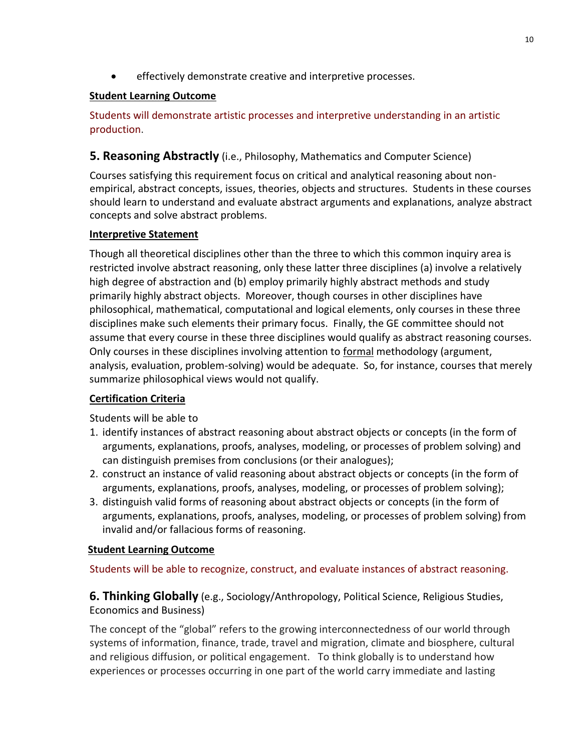- effectively demonstrate creative and interpretive processes.

**Student Learning Outcome**

Students will demonstrate artistic processes and interpretive understanding in an artistic production.

## 5. Reasoning Abstractly (i.e., Philosophy, Mathematics and Computer Science)

Courses satisfying this requirement focus on critical and analytical reasoning about non-empirical, abstract concepts, issues, theories, objects and structures. Students in these courses should learn to understand and evaluate abstract arguments and explanations, analyze abstract concepts and solve abstract problems.

**Interpretive Statement**

Though all theoretical disciplines other than the three to which this common inquiry area is restricted involve abstract reasoning, only these latter three disciplines (a) involve a relatively high degree of abstraction and (b) employ primarily highly abstract methods and study primarily highly abstract objects. Moreover, though courses in other disciplines have philosophical, mathematical, computational and logical elements, only courses in these three disciplines make such elements their primary focus. Finally, the GE committee should not assume that every course in these three disciplines would qualify as abstract reasoning courses. Only courses in these disciplines involving attention to formal methodology (argument, analysis, evaluation, problem-solving) would be adequate. So, for instance, courses that merely summarize philosophical views would not qualify.

**Certification Criteria**

Students will be able to

1. identify instances of abstract reasoning about abstract objects or concepts (in the form of arguments, explanations, proofs, analyses, modeling, or processes of problem solving) and can distinguish premises from conclusions (or their analogues);
2. construct an instance of valid reasoning about abstract objects or concepts (in the form of arguments, explanations, proofs, analyses, modeling, or processes of problem solving);
3. distinguish valid forms of reasoning about abstract objects or concepts (in the form of arguments, explanations, proofs, analyses, modeling, or processes of problem solving) from invalid and/or fallacious forms of reasoning.

**Student Learning Outcome**

Students will be able to recognize, construct, and evaluate instances of abstract reasoning.

## 6. Thinking Globally (e.g., Sociology/Anthropology, Political Science, Religious Studies, Economics and Business)

The concept of the "global" refers to the growing interconnectedness of our world through systems of information, finance, trade, travel and migration, climate and biosphere, cultural and religious diffusion, or political engagement. To think globally is to understand how experiences or processes occurring in one part of the world carry immediate and lasting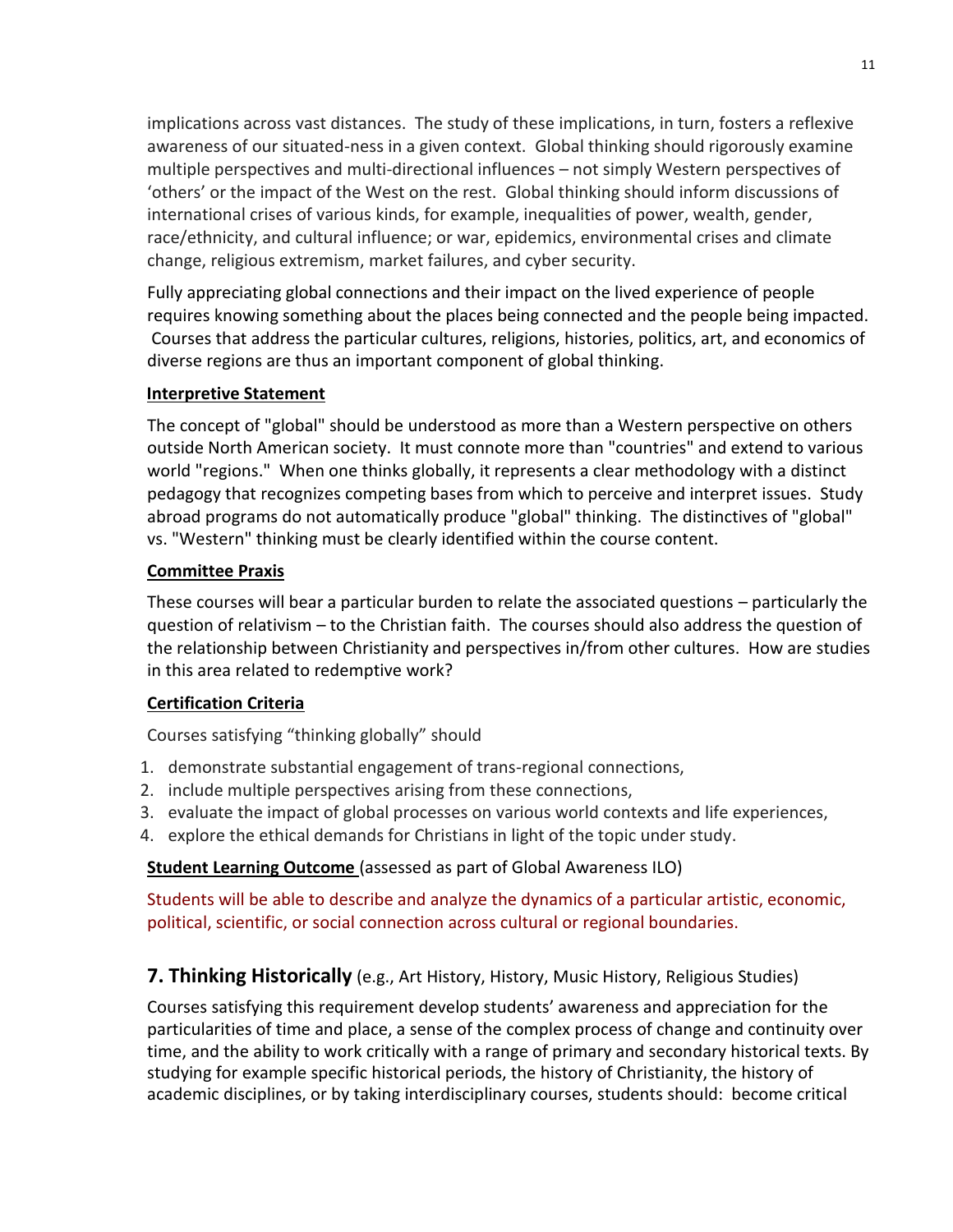implications across vast distances. The study of these implications, in turn, fosters a reflexive awareness of our situated-ness in a given context. Global thinking should rigorously examine multiple perspectives and multi-directional influences – not simply Western perspectives of 'others' or the impact of the West on the rest. Global thinking should inform discussions of international crises of various kinds, for example, inequalities of power, wealth, gender, race/ethnicity, and cultural influence; or war, epidemics, environmental crises and climate change, religious extremism, market failures, and cyber security.

Fully appreciating global connections and their impact on the lived experience of people requires knowing something about the places being connected and the people being impacted. Courses that address the particular cultures, religions, histories, politics, art, and economics of diverse regions are thus an important component of global thinking.

**Interpretive Statement**

The concept of "global" should be understood as more than a Western perspective on others outside North American society. It must connote more than "countries" and extend to various world "regions." When one thinks globally, it represents a clear methodology with a distinct pedagogy that recognizes competing bases from which to perceive and interpret issues. Study abroad programs do not automatically produce "global" thinking. The distinctives of "global" vs. "Western" thinking must be clearly identified within the course content.

**Committee Praxis**

These courses will bear a particular burden to relate the associated questions – particularly the question of relativism – to the Christian faith. The courses should also address the question of the relationship between Christianity and perspectives in/from other cultures. How are studies in this area related to redemptive work?

**Certification Criteria**

Courses satisfying "thinking globally" should

1. demonstrate substantial engagement of trans-regional connections,
2. include multiple perspectives arising from these connections,
3. evaluate the impact of global processes on various world contexts and life experiences,
4. explore the ethical demands for Christians in light of the topic under study.

**Student Learning Outcome** (assessed as part of Global Awareness ILO)

Students will be able to describe and analyze the dynamics of a particular artistic, economic, political, scientific, or social connection across cultural or regional boundaries.

## 7. Thinking Historically (e.g., Art History, History, Music History, Religious Studies)

Courses satisfying this requirement develop students' awareness and appreciation for the particularities of time and place, a sense of the complex process of change and continuity over time, and the ability to work critically with a range of primary and secondary historical texts. By studying for example specific historical periods, the history of Christianity, the history of academic disciplines, or by taking interdisciplinary courses, students should: become critical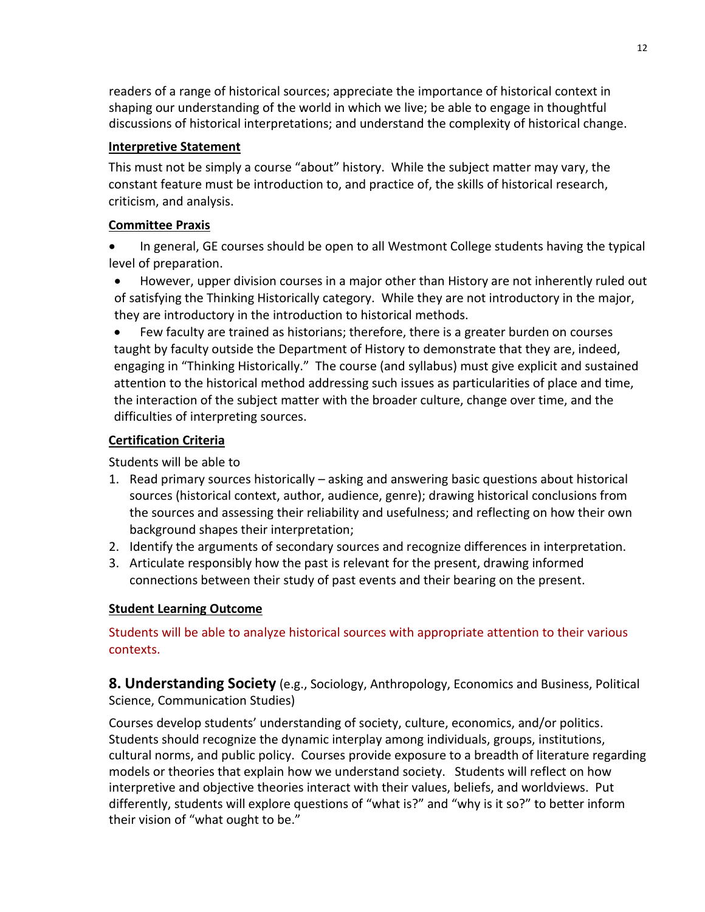readers of a range of historical sources; appreciate the importance of historical context in shaping our understanding of the world in which we live; be able to engage in thoughtful discussions of historical interpretations; and understand the complexity of historical change.

**Interpretive Statement**

This must not be simply a course "about" history. While the subject matter may vary, the constant feature must be introduction to, and practice of, the skills of historical research, criticism, and analysis.

**Committee Praxis**

- In general, GE courses should be open to all Westmont College students having the typical level of preparation.
- However, upper division courses in a major other than History are not inherently ruled out of satisfying the Thinking Historically category. While they are not introductory in the major, they are introductory in the introduction to historical methods.
- Few faculty are trained as historians; therefore, there is a greater burden on courses taught by faculty outside the Department of History to demonstrate that they are, indeed, engaging in "Thinking Historically." The course (and syllabus) must give explicit and sustained attention to the historical method addressing such issues as particularities of place and time, the interaction of the subject matter with the broader culture, change over time, and the difficulties of interpreting sources.

**Certification Criteria**

Students will be able to

1. Read primary sources historically – asking and answering basic questions about historical sources (historical context, author, audience, genre); drawing historical conclusions from the sources and assessing their reliability and usefulness; and reflecting on how their own background shapes their interpretation;
2. Identify the arguments of secondary sources and recognize differences in interpretation.
3. Articulate responsibly how the past is relevant for the present, drawing informed connections between their study of past events and their bearing on the present.

**Student Learning Outcome**

Students will be able to analyze historical sources with appropriate attention to their various contexts.

## 8. Understanding Society (e.g., Sociology, Anthropology, Economics and Business, Political Science, Communication Studies)

Courses develop students' understanding of society, culture, economics, and/or politics. Students should recognize the dynamic interplay among individuals, groups, institutions, cultural norms, and public policy. Courses provide exposure to a breadth of literature regarding models or theories that explain how we understand society. Students will reflect on how interpretive and objective theories interact with their values, beliefs, and worldviews. Put differently, students will explore questions of "what is?" and "why is it so?" to better inform their vision of "what ought to be."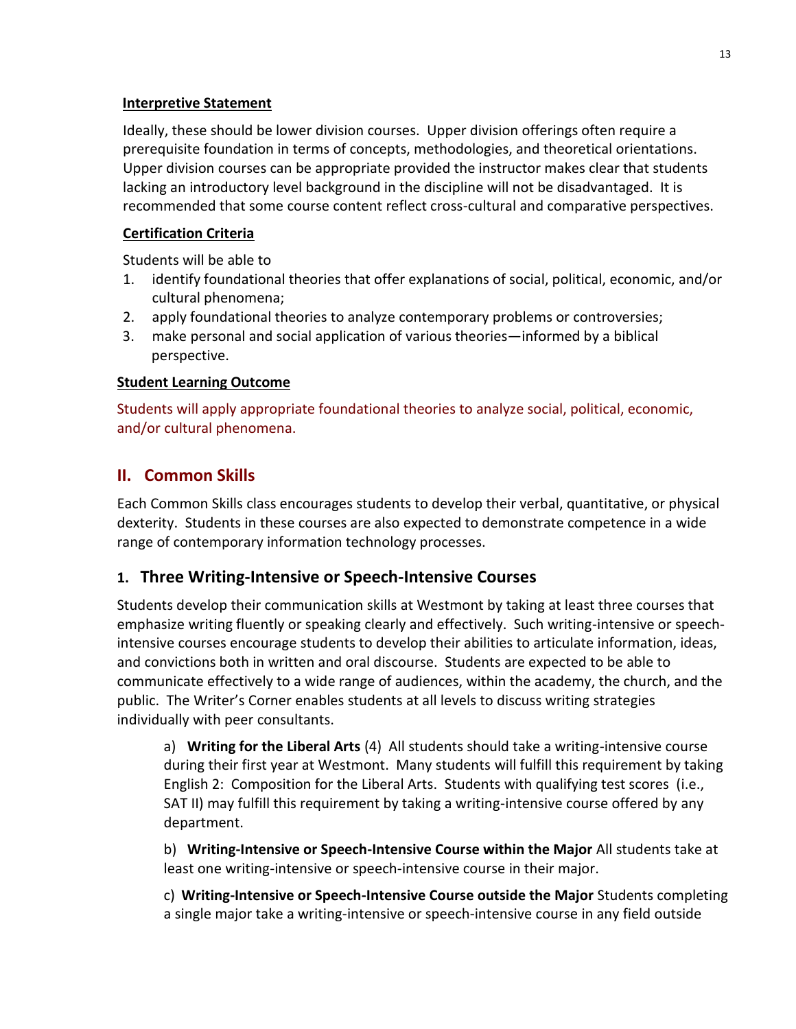**Interpretive Statement**

Ideally, these should be lower division courses. Upper division offerings often require a prerequisite foundation in terms of concepts, methodologies, and theoretical orientations. Upper division courses can be appropriate provided the instructor makes clear that students lacking an introductory level background in the discipline will not be disadvantaged. It is recommended that some course content reflect cross-cultural and comparative perspectives.

**Certification Criteria**

Students will be able to

1. identify foundational theories that offer explanations of social, political, economic, and/or cultural phenomena;
2. apply foundational theories to analyze contemporary problems or controversies;
3. make personal and social application of various theories—informed by a biblical perspective.

**Student Learning Outcome**

Students will apply appropriate foundational theories to analyze social, political, economic, and/or cultural phenomena.

## II. Common Skills

Each Common Skills class encourages students to develop their verbal, quantitative, or physical dexterity. Students in these courses are also expected to demonstrate competence in a wide range of contemporary information technology processes.

### 1. Three Writing-Intensive or Speech-Intensive Courses

Students develop their communication skills at Westmont by taking at least three courses that emphasize writing fluently or speaking clearly and effectively. Such writing-intensive or speech-intensive courses encourage students to develop their abilities to articulate information, ideas, and convictions both in written and oral discourse. Students are expected to be able to communicate effectively to a wide range of audiences, within the academy, the church, and the public. The Writer's Corner enables students at all levels to discuss writing strategies individually with peer consultants.

a) **Writing for the Liberal Arts** (4) All students should take a writing-intensive course during their first year at Westmont. Many students will fulfill this requirement by taking English 2: Composition for the Liberal Arts. Students with qualifying test scores (i.e., SAT II) may fulfill this requirement by taking a writing-intensive course offered by any department.

b) **Writing-Intensive or Speech-Intensive Course within the Major** All students take at least one writing-intensive or speech-intensive course in their major.

c) **Writing-Intensive or Speech-Intensive Course outside the Major** Students completing a single major take a writing-intensive or speech-intensive course in any field outside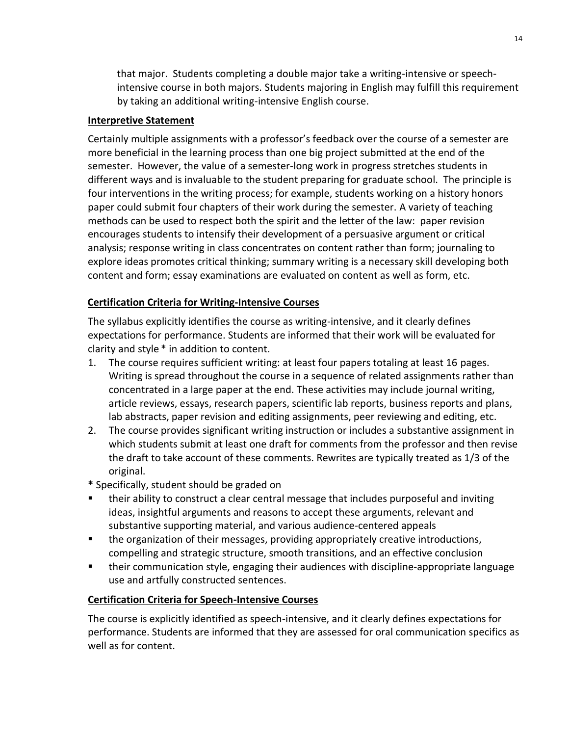that major. Students completing a double major take a writing-intensive or speech-intensive course in both majors. Students majoring in English may fulfill this requirement by taking an additional writing-intensive English course.

**Interpretive Statement**

Certainly multiple assignments with a professor's feedback over the course of a semester are more beneficial in the learning process than one big project submitted at the end of the semester. However, the value of a semester-long work in progress stretches students in different ways and is invaluable to the student preparing for graduate school. The principle is four interventions in the writing process; for example, students working on a history honors paper could submit four chapters of their work during the semester. A variety of teaching methods can be used to respect both the spirit and the letter of the law: paper revision encourages students to intensify their development of a persuasive argument or critical analysis; response writing in class concentrates on content rather than form; journaling to explore ideas promotes critical thinking; summary writing is a necessary skill developing both content and form; essay examinations are evaluated on content as well as form, etc.

**Certification Criteria for Writing-Intensive Courses**

The syllabus explicitly identifies the course as writing-intensive, and it clearly defines expectations for performance. Students are informed that their work will be evaluated for clarity and style * in addition to content.

1. The course requires sufficient writing: at least four papers totaling at least 16 pages. Writing is spread throughout the course in a sequence of related assignments rather than concentrated in a large paper at the end. These activities may include journal writing, article reviews, essays, research papers, scientific lab reports, business reports and plans, lab abstracts, paper revision and editing assignments, peer reviewing and editing, etc.
2. The course provides significant writing instruction or includes a substantive assignment in which students submit at least one draft for comments from the professor and then revise the draft to take account of these comments. Rewrites are typically treated as 1/3 of the original.

* Specifically, student should be graded on

- their ability to construct a clear central message that includes purposeful and inviting ideas, insightful arguments and reasons to accept these arguments, relevant and substantive supporting material, and various audience-centered appeals
- the organization of their messages, providing appropriately creative introductions, compelling and strategic structure, smooth transitions, and an effective conclusion
- their communication style, engaging their audiences with discipline-appropriate language use and artfully constructed sentences.

**Certification Criteria for Speech-Intensive Courses**

The course is explicitly identified as speech-intensive, and it clearly defines expectations for performance. Students are informed that they are assessed for oral communication specifics as well as for content.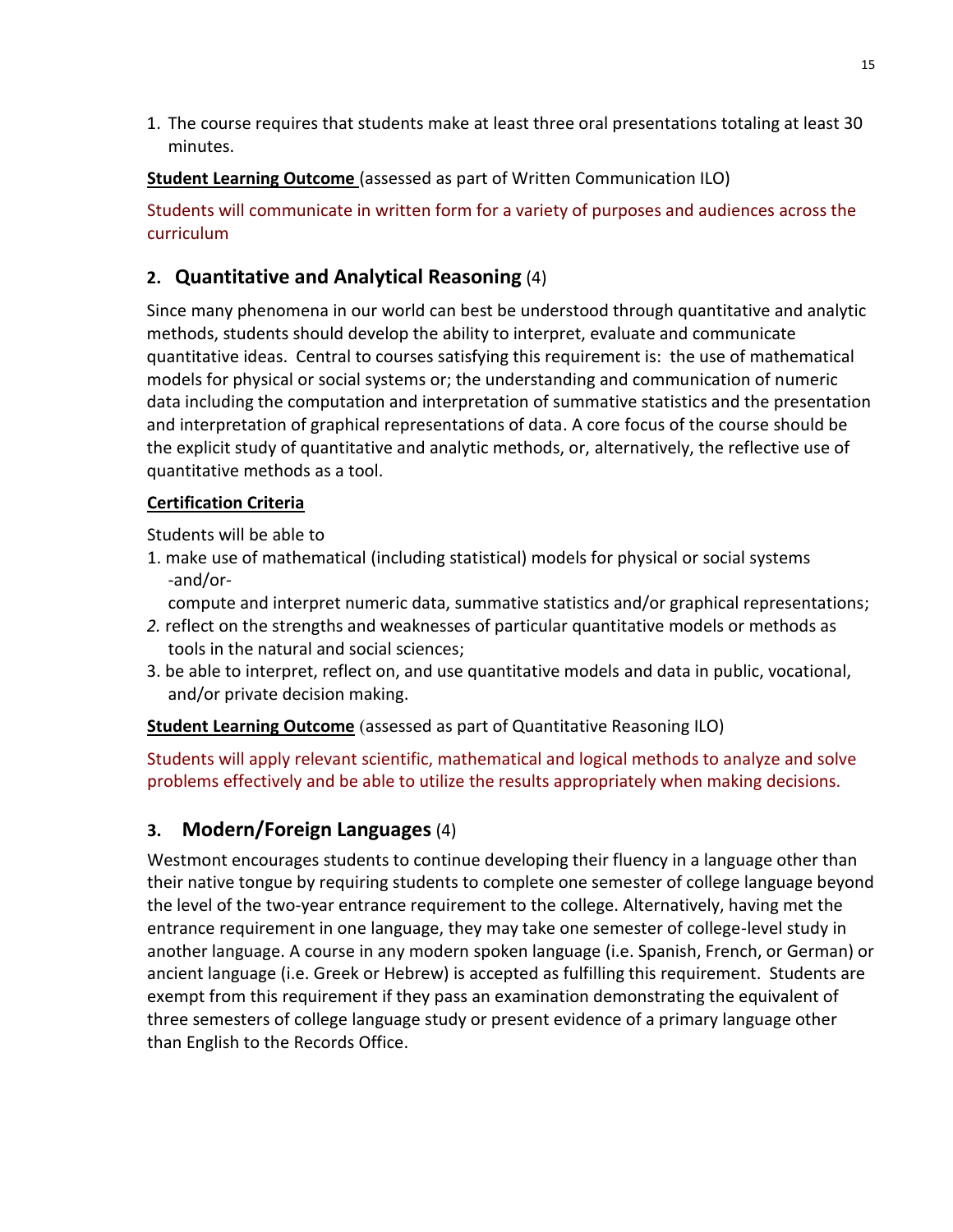1. The course requires that students make at least three oral presentations totaling at least 30 minutes.

**Student Learning Outcome** (assessed as part of Written Communication ILO)

Students will communicate in written form for a variety of purposes and audiences across the curriculum

## 2. Quantitative and Analytical Reasoning (4)

Since many phenomena in our world can best be understood through quantitative and analytic methods, students should develop the ability to interpret, evaluate and communicate quantitative ideas. Central to courses satisfying this requirement is: the use of mathematical models for physical or social systems or; the understanding and communication of numeric data including the computation and interpretation of summative statistics and the presentation and interpretation of graphical representations of data. A core focus of the course should be the explicit study of quantitative and analytic methods, or, alternatively, the reflective use of quantitative methods as a tool.

**Certification Criteria**

Students will be able to

1. make use of mathematical (including statistical) models for physical or social systems -and/or-
   compute and interpret numeric data, summative statistics and/or graphical representations;
2. reflect on the strengths and weaknesses of particular quantitative models or methods as tools in the natural and social sciences;
3. be able to interpret, reflect on, and use quantitative models and data in public, vocational, and/or private decision making.

**Student Learning Outcome** (assessed as part of Quantitative Reasoning ILO)

Students will apply relevant scientific, mathematical and logical methods to analyze and solve problems effectively and be able to utilize the results appropriately when making decisions.

## 3. Modern/Foreign Languages (4)

Westmont encourages students to continue developing their fluency in a language other than their native tongue by requiring students to complete one semester of college language beyond the level of the two-year entrance requirement to the college. Alternatively, having met the entrance requirement in one language, they may take one semester of college-level study in another language. A course in any modern spoken language (i.e. Spanish, French, or German) or ancient language (i.e. Greek or Hebrew) is accepted as fulfilling this requirement. Students are exempt from this requirement if they pass an examination demonstrating the equivalent of three semesters of college language study or present evidence of a primary language other than English to the Records Office.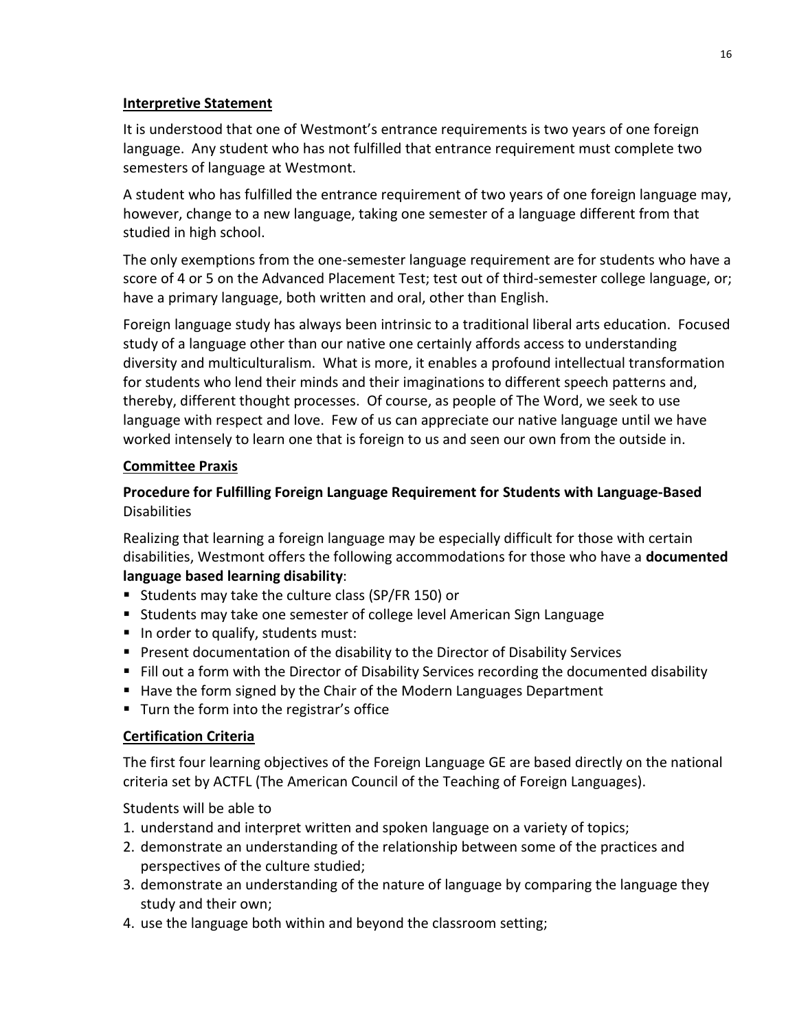**Interpretive Statement**

It is understood that one of Westmont's entrance requirements is two years of one foreign language. Any student who has not fulfilled that entrance requirement must complete two semesters of language at Westmont.

A student who has fulfilled the entrance requirement of two years of one foreign language may, however, change to a new language, taking one semester of a language different from that studied in high school.

The only exemptions from the one-semester language requirement are for students who have a score of 4 or 5 on the Advanced Placement Test; test out of third-semester college language, or; have a primary language, both written and oral, other than English.

Foreign language study has always been intrinsic to a traditional liberal arts education. Focused study of a language other than our native one certainly affords access to understanding diversity and multiculturalism. What is more, it enables a profound intellectual transformation for students who lend their minds and their imaginations to different speech patterns and, thereby, different thought processes. Of course, as people of The Word, we seek to use language with respect and love. Few of us can appreciate our native language until we have worked intensely to learn one that is foreign to us and seen our own from the outside in.

**Committee Praxis**

**Procedure for Fulfilling Foreign Language Requirement for Students with Language-Based** Disabilities

Realizing that learning a foreign language may be especially difficult for those with certain disabilities, Westmont offers the following accommodations for those who have a **documented language based learning disability**:

- Students may take the culture class (SP/FR 150) or
- Students may take one semester of college level American Sign Language
- In order to qualify, students must:
- Present documentation of the disability to the Director of Disability Services
- Fill out a form with the Director of Disability Services recording the documented disability
- Have the form signed by the Chair of the Modern Languages Department
- Turn the form into the registrar's office

**Certification Criteria**

The first four learning objectives of the Foreign Language GE are based directly on the national criteria set by ACTFL (The American Council of the Teaching of Foreign Languages).

Students will be able to

1. understand and interpret written and spoken language on a variety of topics;
2. demonstrate an understanding of the relationship between some of the practices and perspectives of the culture studied;
3. demonstrate an understanding of the nature of language by comparing the language they study and their own;
4. use the language both within and beyond the classroom setting;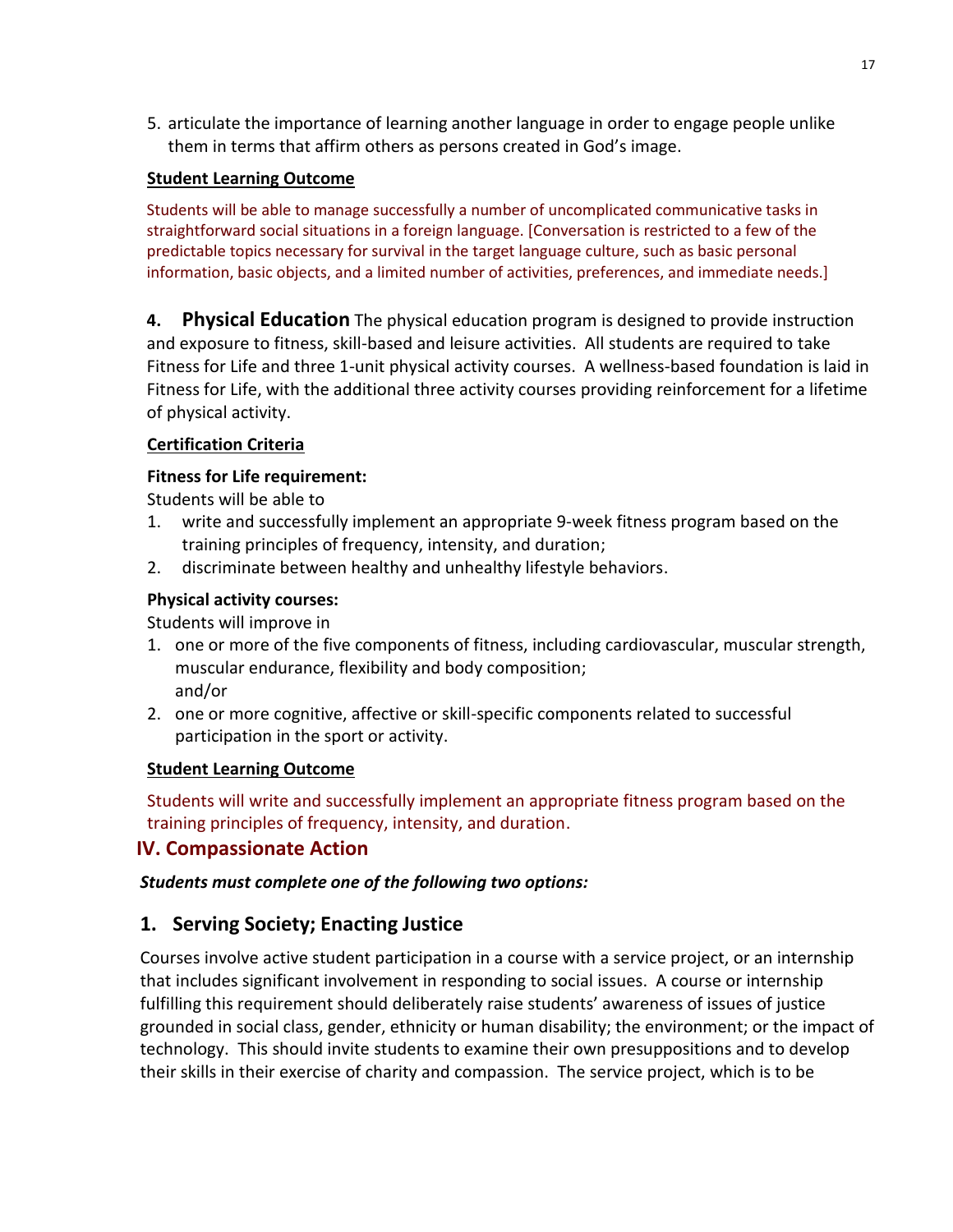5. articulate the importance of learning another language in order to engage people unlike them in terms that affirm others as persons created in God's image.

**Student Learning Outcome**

Students will be able to manage successfully a number of uncomplicated communicative tasks in straightforward social situations in a foreign language. [Conversation is restricted to a few of the predictable topics necessary for survival in the target language culture, such as basic personal information, basic objects, and a limited number of activities, preferences, and immediate needs.]

**4. Physical Education** The physical education program is designed to provide instruction and exposure to fitness, skill-based and leisure activities. All students are required to take Fitness for Life and three 1-unit physical activity courses. A wellness-based foundation is laid in Fitness for Life, with the additional three activity courses providing reinforcement for a lifetime of physical activity.

**Certification Criteria**

**Fitness for Life requirement:**

Students will be able to

1. write and successfully implement an appropriate 9-week fitness program based on the training principles of frequency, intensity, and duration;
2. discriminate between healthy and unhealthy lifestyle behaviors.

**Physical activity courses:**

Students will improve in

1. one or more of the five components of fitness, including cardiovascular, muscular strength, muscular endurance, flexibility and body composition;
   and/or
2. one or more cognitive, affective or skill-specific components related to successful participation in the sport or activity.

**Student Learning Outcome**

Students will write and successfully implement an appropriate fitness program based on the training principles of frequency, intensity, and duration.

## IV. Compassionate Action

***Students must complete one of the following two options:***

### 1. Serving Society; Enacting Justice

Courses involve active student participation in a course with a service project, or an internship that includes significant involvement in responding to social issues. A course or internship fulfilling this requirement should deliberately raise students' awareness of issues of justice grounded in social class, gender, ethnicity or human disability; the environment; or the impact of technology. This should invite students to examine their own presuppositions and to develop their skills in their exercise of charity and compassion. The service project, which is to be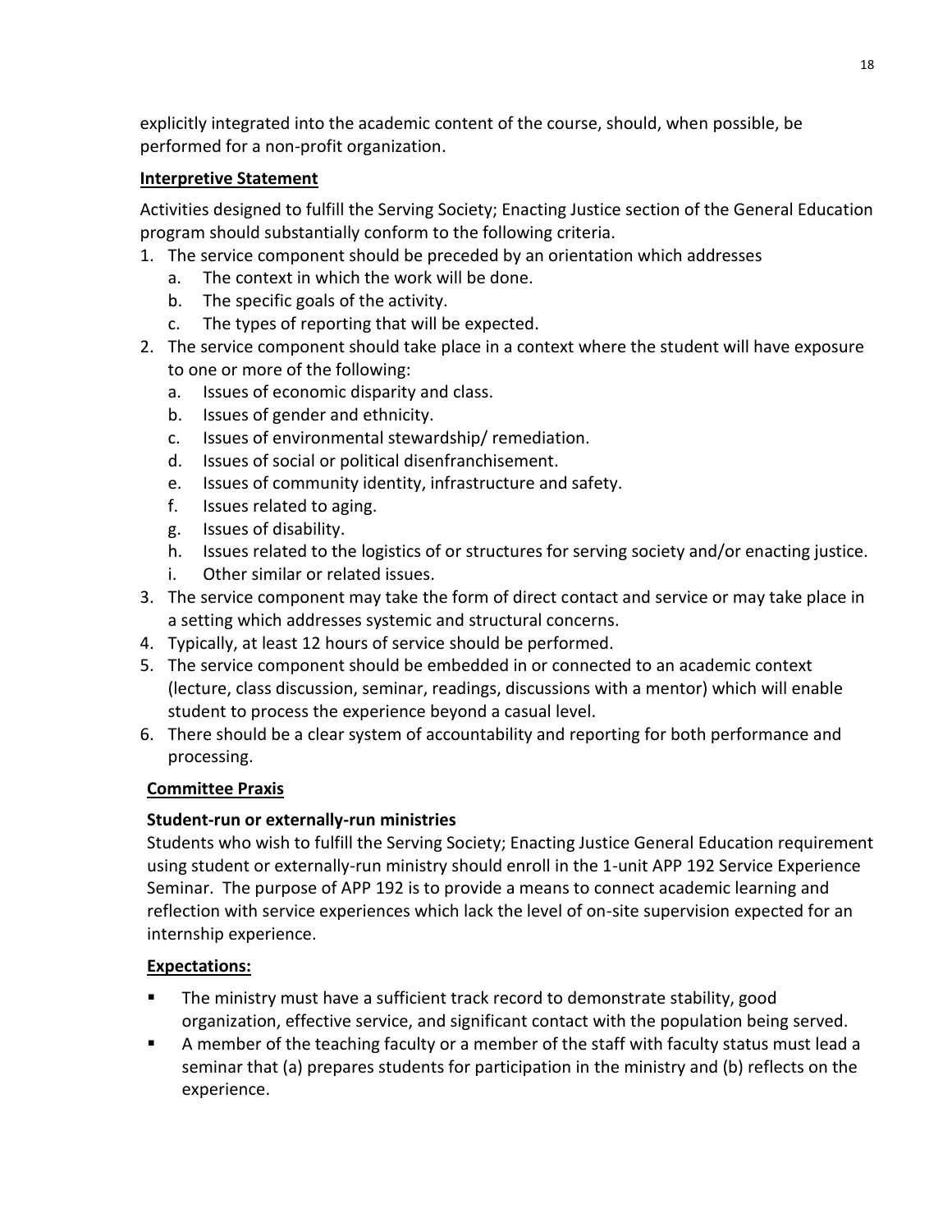explicitly integrated into the academic content of the course, should, when possible, be performed for a non-profit organization.

**Interpretive Statement**

Activities designed to fulfill the Serving Society; Enacting Justice section of the General Education program should substantially conform to the following criteria.

1. The service component should be preceded by an orientation which addresses
   a. The context in which the work will be done.
   b. The specific goals of the activity.
   c. The types of reporting that will be expected.
2. The service component should take place in a context where the student will have exposure to one or more of the following:
   a. Issues of economic disparity and class.
   b. Issues of gender and ethnicity.
   c. Issues of environmental stewardship/ remediation.
   d. Issues of social or political disenfranchisement.
   e. Issues of community identity, infrastructure and safety.
   f. Issues related to aging.
   g. Issues of disability.
   h. Issues related to the logistics of or structures for serving society and/or enacting justice.
   i. Other similar or related issues.
3. The service component may take the form of direct contact and service or may take place in a setting which addresses systemic and structural concerns.
4. Typically, at least 12 hours of service should be performed.
5. The service component should be embedded in or connected to an academic context (lecture, class discussion, seminar, readings, discussions with a mentor) which will enable student to process the experience beyond a casual level.
6. There should be a clear system of accountability and reporting for both performance and processing.

**Committee Praxis**

**Student-run or externally-run ministries**

Students who wish to fulfill the Serving Society; Enacting Justice General Education requirement using student or externally-run ministry should enroll in the 1-unit APP 192 Service Experience Seminar. The purpose of APP 192 is to provide a means to connect academic learning and reflection with service experiences which lack the level of on-site supervision expected for an internship experience.

**Expectations:**

- The ministry must have a sufficient track record to demonstrate stability, good organization, effective service, and significant contact with the population being served.
- A member of the teaching faculty or a member of the staff with faculty status must lead a seminar that (a) prepares students for participation in the ministry and (b) reflects on the experience.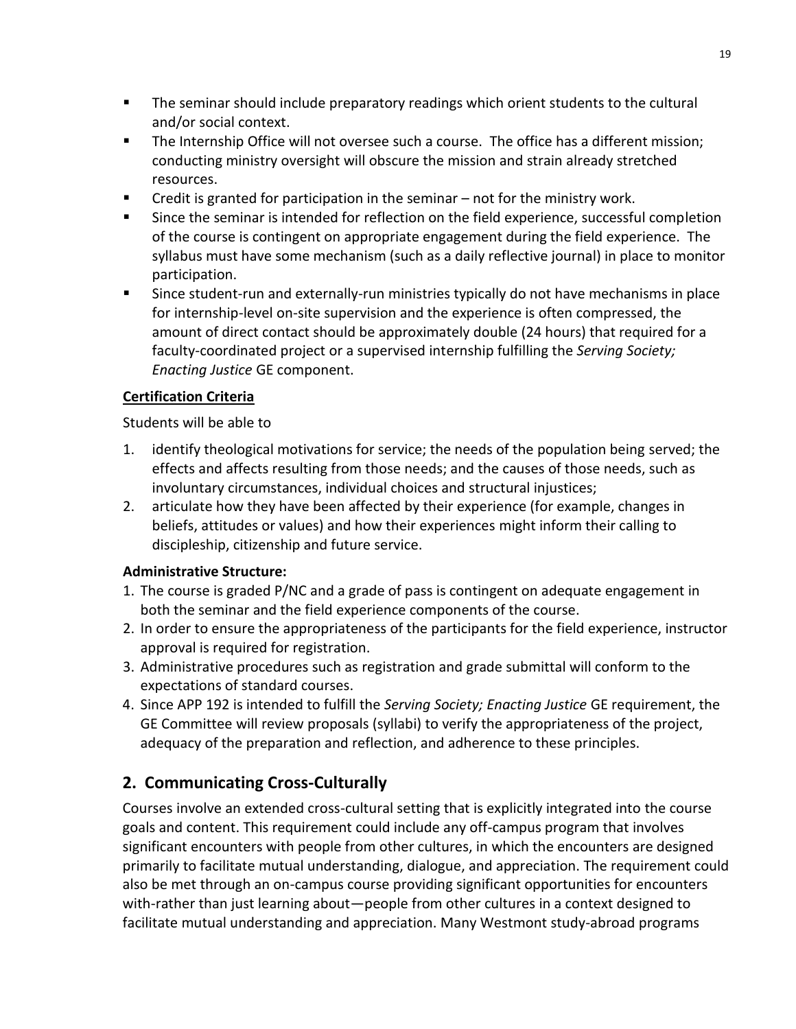- The seminar should include preparatory readings which orient students to the cultural and/or social context.
- The Internship Office will not oversee such a course. The office has a different mission; conducting ministry oversight will obscure the mission and strain already stretched resources.
- Credit is granted for participation in the seminar – not for the ministry work.
- Since the seminar is intended for reflection on the field experience, successful completion of the course is contingent on appropriate engagement during the field experience. The syllabus must have some mechanism (such as a daily reflective journal) in place to monitor participation.
- Since student-run and externally-run ministries typically do not have mechanisms in place for internship-level on-site supervision and the experience is often compressed, the amount of direct contact should be approximately double (24 hours) that required for a faculty-coordinated project or a supervised internship fulfilling the *Serving Society; Enacting Justice* GE component.

**Certification Criteria**

Students will be able to

1. identify theological motivations for service; the needs of the population being served; the effects and affects resulting from those needs; and the causes of those needs, such as involuntary circumstances, individual choices and structural injustices;
2. articulate how they have been affected by their experience (for example, changes in beliefs, attitudes or values) and how their experiences might inform their calling to discipleship, citizenship and future service.

**Administrative Structure:**

1. The course is graded P/NC and a grade of pass is contingent on adequate engagement in both the seminar and the field experience components of the course.
2. In order to ensure the appropriateness of the participants for the field experience, instructor approval is required for registration.
3. Administrative procedures such as registration and grade submittal will conform to the expectations of standard courses.
4. Since APP 192 is intended to fulfill the *Serving Society; Enacting Justice* GE requirement, the GE Committee will review proposals (syllabi) to verify the appropriateness of the project, adequacy of the preparation and reflection, and adherence to these principles.

## 2. Communicating Cross-Culturally

Courses involve an extended cross-cultural setting that is explicitly integrated into the course goals and content. This requirement could include any off-campus program that involves significant encounters with people from other cultures, in which the encounters are designed primarily to facilitate mutual understanding, dialogue, and appreciation. The requirement could also be met through an on-campus course providing significant opportunities for encounters with-rather than just learning about—people from other cultures in a context designed to facilitate mutual understanding and appreciation. Many Westmont study-abroad programs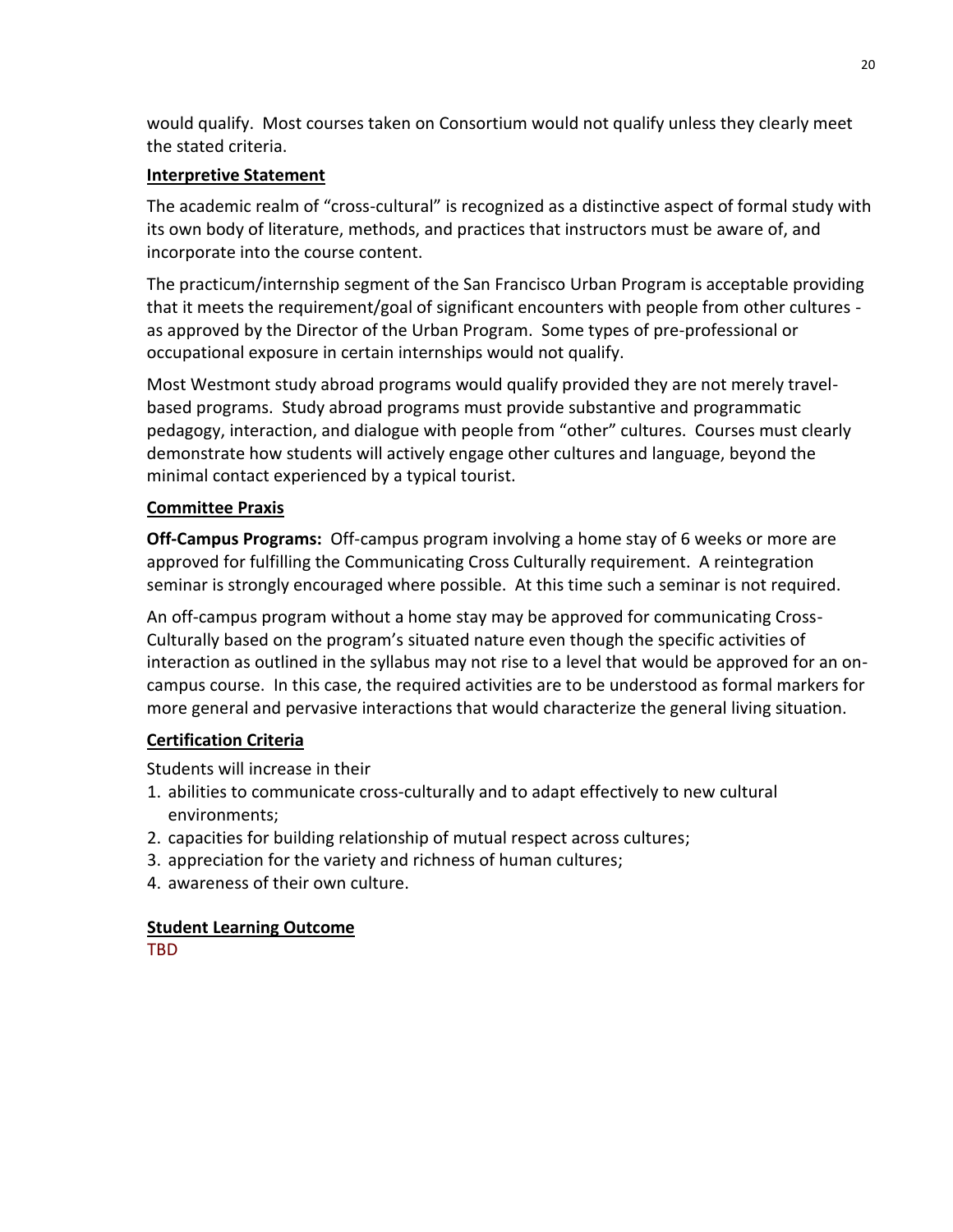would qualify. Most courses taken on Consortium would not qualify unless they clearly meet the stated criteria.

**Interpretive Statement**

The academic realm of "cross-cultural" is recognized as a distinctive aspect of formal study with its own body of literature, methods, and practices that instructors must be aware of, and incorporate into the course content.

The practicum/internship segment of the San Francisco Urban Program is acceptable providing that it meets the requirement/goal of significant encounters with people from other cultures - as approved by the Director of the Urban Program. Some types of pre-professional or occupational exposure in certain internships would not qualify.

Most Westmont study abroad programs would qualify provided they are not merely travel-based programs. Study abroad programs must provide substantive and programmatic pedagogy, interaction, and dialogue with people from "other" cultures. Courses must clearly demonstrate how students will actively engage other cultures and language, beyond the minimal contact experienced by a typical tourist.

**Committee Praxis**

**Off-Campus Programs:** Off-campus program involving a home stay of 6 weeks or more are approved for fulfilling the Communicating Cross Culturally requirement. A reintegration seminar is strongly encouraged where possible. At this time such a seminar is not required.

An off-campus program without a home stay may be approved for communicating Cross-Culturally based on the program's situated nature even though the specific activities of interaction as outlined in the syllabus may not rise to a level that would be approved for an on-campus course. In this case, the required activities are to be understood as formal markers for more general and pervasive interactions that would characterize the general living situation.

**Certification Criteria**

Students will increase in their

1. abilities to communicate cross-culturally and to adapt effectively to new cultural environments;
2. capacities for building relationship of mutual respect across cultures;
3. appreciation for the variety and richness of human cultures;
4. awareness of their own culture.

**Student Learning Outcome**

TBD